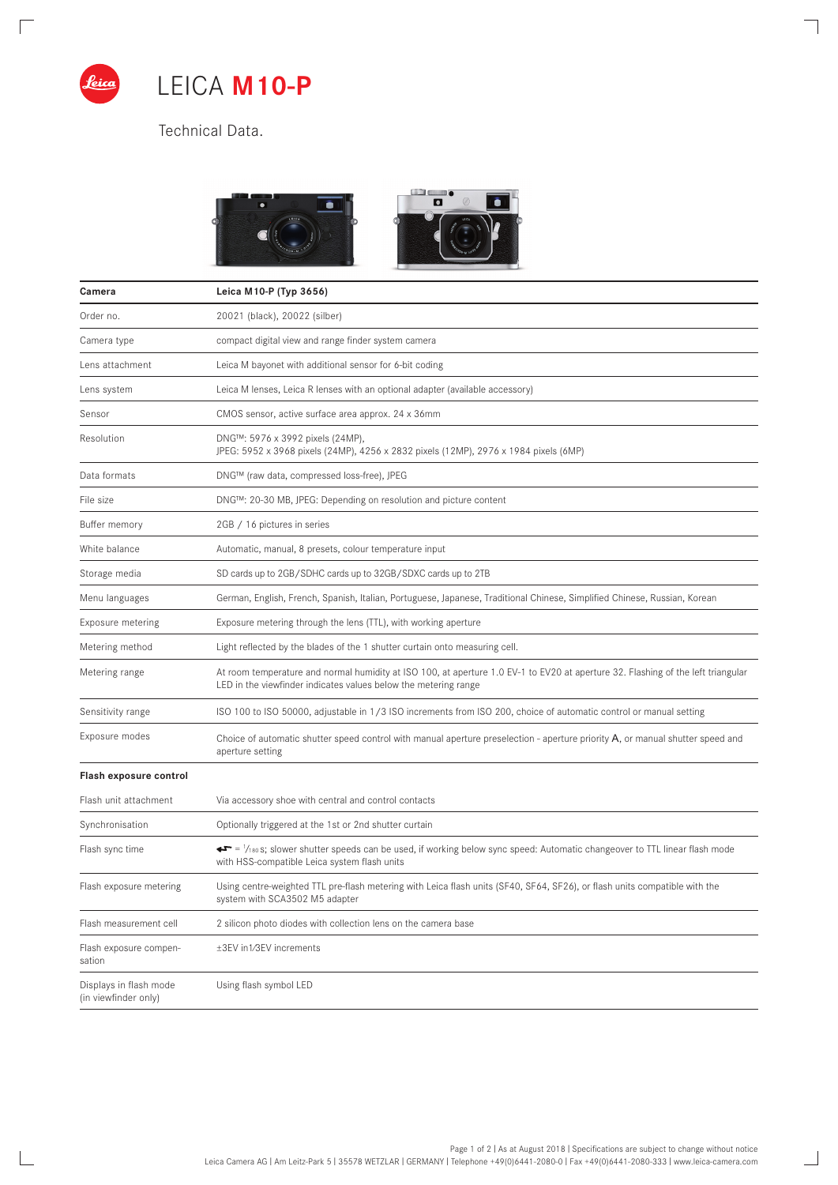// LEICA **M10-P**

Technical Data.

| **Camera** | **Leica M10-P (Typ 3656)** |
|---|---|
| Order no. | 20021 (black), 20022 (silber) |
| Camera type | compact digital view and range finder system camera |
| Lens attachment | Leica M bayonet with additional sensor for 6-bit coding |
| Lens system | Leica M lenses, Leica R lenses with an optional adapter (available accessory) |
| Sensor | CMOS sensor, active surface area approx. 24 x 36mm |
| Resolution | DNG™: 5976 x 3992 pixels (24MP),<br>JPEG: 5952 x 3968 pixels (24MP), 4256 x 2832 pixels (12MP), 2976 x 1984 pixels (6MP) |
| Data formats | DNG™ (raw data, compressed loss-free), JPEG |
| File size | DNG™: 20-30 MB, JPEG: Depending on resolution and picture content |
| Buffer memory | 2GB / 16 pictures in series |
| White balance | Automatic, manual, 8 presets, colour temperature input |
| Storage media | SD cards up to 2GB/SDHC cards up to 32GB/SDXC cards up to 2TB |
| Menu languages | German, English, French, Spanish, Italian, Portuguese, Japanese, Traditional Chinese, Simplified Chinese, Russian, Korean |
| Exposure metering | Exposure metering through the lens (TTL), with working aperture |
| Metering method | Light reflected by the blades of the 1 shutter curtain onto measuring cell. |
| Metering range | At room temperature and normal humidity at ISO 100, at aperture 1.0 EV-1 to EV20 at aperture 32. Flashing of the left triangular LED in the viewfinder indicates values below the metering range |
| Sensitivity range | ISO 100 to ISO 50000, adjustable in 1/3 ISO increments from ISO 200, choice of automatic control or manual setting |
| Exposure modes | Choice of automatic shutter speed control with manual aperture preselection - aperture priority A, or manual shutter speed and aperture setting |
| **Flash exposure control** | |
| Flash unit attachment | Via accessory shoe with central and control contacts |
| Synchronisation | Optionally triggered at the 1st or 2nd shutter curtain |
| Flash sync time | ⚡ = 1/180 s; slower shutter speeds can be used, if working below sync speed: Automatic changeover to TTL linear flash mode with HSS-compatible Leica system flash units |
| Flash exposure metering | Using centre-weighted TTL pre-flash metering with Leica flash units (SF40, SF64, SF26), or flash units compatible with the system with SCA3502 M5 adapter |
| Flash measurement cell | 2 silicon photo diodes with collection lens on the camera base |
| Flash exposure compensation | ±3EV in1/3EV increments |
| Displays in flash mode (in viewfinder only) | Using flash symbol LED |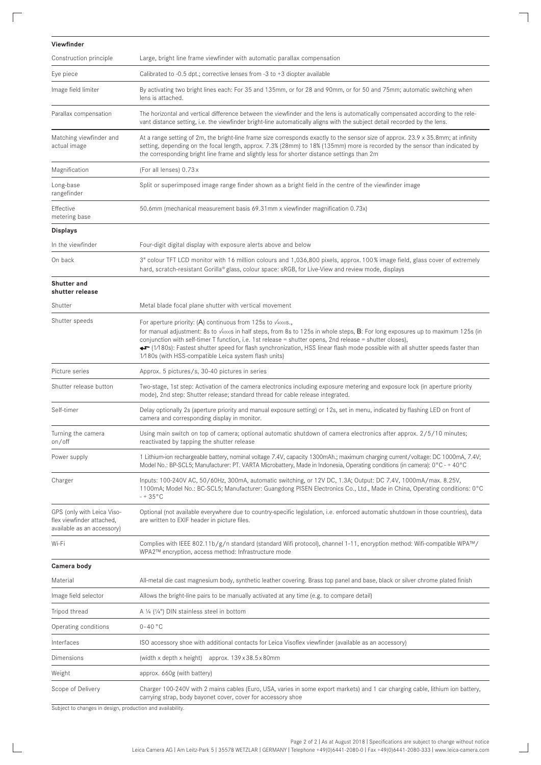| | |
|---|---|
| **Viewfinder** | |
| Construction principle | Large, bright line frame viewfinder with automatic parallax compensation |
| Eye piece | Calibrated to -0.5 dpt.; corrective lenses from -3 to +3 diopter available |
| Image field limiter | By activating two bright lines each: For 35 and 135mm, or for 28 and 90mm, or for 50 and 75mm; automatic switching when lens is attached. |
| Parallax compensation | The horizontal and vertical difference between the viewfinder and the lens is automatically compensated according to the relevant distance setting, i.e. the viewfinder bright-line automatically aligns with the subject detail recorded by the lens. |
| Matching viewfinder and actual image | At a range setting of 2m, the bright-line frame size corresponds exactly to the sensor size of approx. 23.9 x 35.8mm; at infinity setting, depending on the focal length, approx. 7.3% (28mm) to 18% (135mm) more is recorded by the sensor than indicated by the corresponding bright line frame and slightly less for shorter distance settings than 2m |
| Magnification | (For all lenses) 0.73x |
| Long-base rangefinder | Split or superimposed image range finder shown as a bright field in the centre of the viewfinder image |
| Effective metering base | 50.6mm (mechanical measurement basis 69.31mm x viewfinder magnification 0.73x) |
| **Displays** | |
| In the viewfinder | Four-digit digital display with exposure alerts above and below |
| On back | 3" colour TFT LCD monitor with 16 million colours and 1,036,800 pixels, approx. 100% image field, glass cover of extremely hard, scratch-resistant Gorilla® glass, colour space: sRGB, for Live-View and review mode, displays |
| **Shutter and shutter release** | |
| Shutter | Metal blade focal plane shutter with vertical movement |
| Shutter speeds | For aperture priority: (A) continuous from 125s to 1⁄4000s., for manual adjustment: 8s to 1⁄4000s in half steps, from 8s to 125s in whole steps, B: For long exposures up to maximum 125s (in conjunction with self-timer T function, i.e. 1st release = shutter opens, 2nd release = shutter closes), (1⁄180s): Fastest shutter speed for flash synchronization, HSS linear flash mode possible with all shutter speeds faster than 1⁄180s (with HSS-compatible Leica system flash units) |
| Picture series | Approx. 5 pictures/s, 30-40 pictures in series |
| Shutter release button | Two-stage, 1st step: Activation of the camera electronics including exposure metering and exposure lock (in aperture priority mode), 2nd step: Shutter release; standard thread for cable release integrated. |
| Self-timer | Delay optionally 2s (aperture priority and manual exposure setting) or 12s, set in menu, indicated by flashing LED on front of camera and corresponding display in monitor. |
| Turning the camera on/off | Using main switch on top of camera; optional automatic shutdown of camera electronics after approx. 2/5/10 minutes; reactivated by tapping the shutter release |
| Power supply | 1 Lithium-ion rechargeable battery, nominal voltage 7.4V, capacity 1300mAh.; maximum charging current/voltage: DC 1000mA, 7.4V; Model No.: BP-SCL5; Manufacturer: PT. VARTA Microbattery, Made in Indonesia, Operating conditions (in camera): 0°C - + 40°C |
| Charger | Inputs: 100-240V AC, 50/60Hz, 300mA, automatic switching, or 12V DC, 1.3A; Output: DC 7.4V, 1000mA/max. 8.25V, 1100mA; Model No.: BC-SCL5; Manufacturer: Guangdong PISEN Electronics Co., Ltd., Made in China, Operating conditions: 0°C - + 35°C |
| GPS (only with Leica Visoflex viewfinder attached, available as an accessory) | Optional (not available everywhere due to country-specific legislation, i.e. enforced automatic shutdown in those countries), data are written to EXIF header in picture files. |
| Wi-Fi | Complies with IEEE 802.11b/g/n standard (standard Wifi protocol), channel 1-11, encryption method: Wifi-compatible WPA™/ WPA2™ encryption, access method: Infrastructure mode |
| **Camera body** | |
| Material | All-metal die cast magnesium body, synthetic leather covering. Brass top panel and base, black or silver chrome plated finish |
| Image field selector | Allows the bright-line pairs to be manually activated at any time (e.g. to compare detail) |
| Tripod thread | A ¼ (¼") DIN stainless steel in bottom |
| Operating conditions | 0–40 °C |
| Interfaces | ISO accessory shoe with additional contacts for Leica Visoflex viewfinder (available as an accessory) |
| Dimensions | (width x depth x height) approx. 139 x 38.5 x 80mm |
| Weight | approx. 660g (with battery) |
| Scope of Delivery | Charger 100-240V with 2 mains cables (Euro, USA, varies in some export markets) and 1 car charging cable, lithium ion battery, carrying strap, body bayonet cover, cover for accessory shoe |

Subject to changes in design, production and availability.

As at August 2018 | Specifications are subject to change without notice
Leica Camera AG | Am Leitz-Park 5 | 35578 WETZLAR | GERMANY | Telephone +49(0)6441-2080-0 | Fax +49(0)6441-2080-333 | www.leica-camera.com